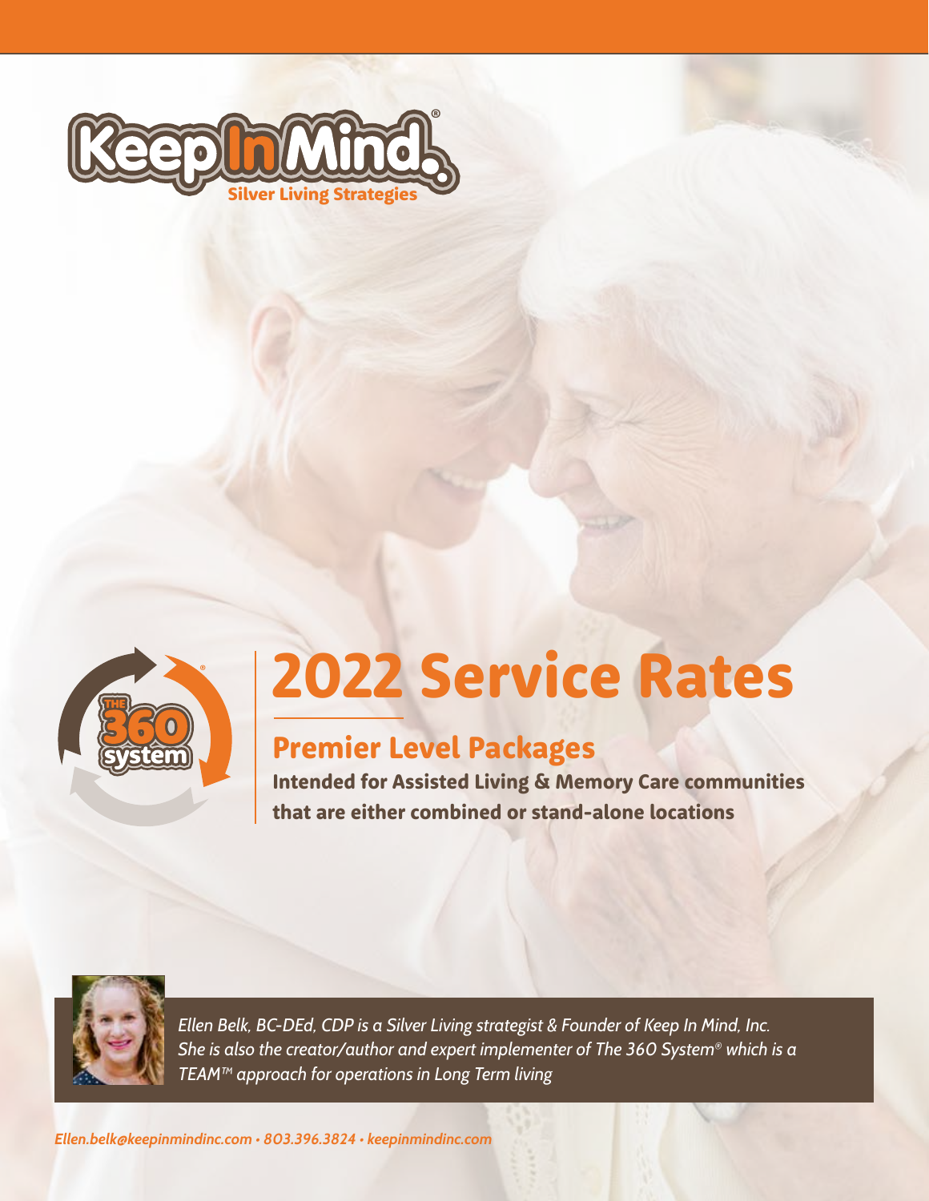Keep In Mind®

Silver Living Strategies

THE 360 system®

# 2022 Service Rates

## Premier Level Packages

**Intended for Assisted Living & Memory Care communities that are either combined or stand-alone locations**

*Ellen Belk, BC-DEd, CDP is a Silver Living strategist & Founder of Keep In Mind, Inc. She is also the creator/author and expert implementer of The 360 System® which is a TEAM™ approach for operations in Long Term living*

*Ellen.belk@keepinmindinc.com • 803.396.3824 • keepinmindinc.com*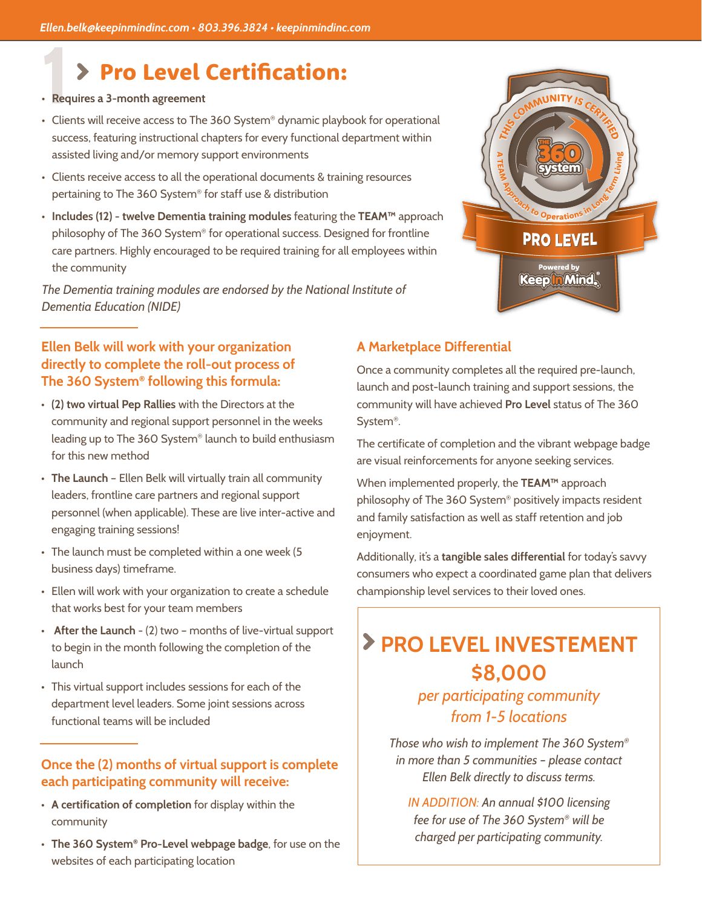# 1 Pro Level Certification:

- **Requires a 3-month agreement**
- Clients will receive access to The 360 System® dynamic playbook for operational success, featuring instructional chapters for every functional department within assisted living and/or memory support environments
- Clients receive access to all the operational documents & training resources pertaining to The 360 System® for staff use & distribution
- **Includes (12) - twelve Dementia training modules** featuring the **TEAM™** approach philosophy of The 360 System® for operational success. Designed for frontline care partners. Highly encouraged to be required training for all employees within the community

*The Dementia training modules are endorsed by the National Institute of Dementia Education (NIDE)*

## Ellen Belk will work with your organization directly to complete the roll-out process of The 360 System® following this formula:

- **(2) two virtual Pep Rallies** with the Directors at the community and regional support personnel in the weeks leading up to The 360 System® launch to build enthusiasm for this new method
- **The Launch** – Ellen Belk will virtually train all community leaders, frontline care partners and regional support personnel (when applicable). These are live inter-active and engaging training sessions!
- The launch must be completed within a one week (5 business days) timeframe.
- Ellen will work with your organization to create a schedule that works best for your team members
- **After the Launch** - (2) two – months of live-virtual support to begin in the month following the completion of the launch
- This virtual support includes sessions for each of the department level leaders. Some joint sessions across functional teams will be included

## Once the (2) months of virtual support is complete each participating community will receive:

- **A certification of completion** for display within the community
- **The 360 System® Pro-Level webpage badge**, for use on the websites of each participating location

## A Marketplace Differential

Once a community completes all the required pre-launch, launch and post-launch training and support sessions, the community will have achieved **Pro Level** status of The 360 System®.

The certificate of completion and the vibrant webpage badge are visual reinforcements for anyone seeking services.

When implemented properly, the **TEAM™** approach philosophy of The 360 System® positively impacts resident and family satisfaction as well as staff retention and job enjoyment.

Additionally, it's a **tangible sales differential** for today's savvy consumers who expect a coordinated game plan that delivers championship level services to their loved ones.

## PRO LEVEL INVESTEMENT

**$8,000**

*per participating community from 1-5 locations*

*Those who wish to implement The 360 System® in more than 5 communities – please contact Ellen Belk directly to discuss terms.*

*IN ADDITION: An annual $100 licensing fee for use of The 360 System® will be charged per participating community.*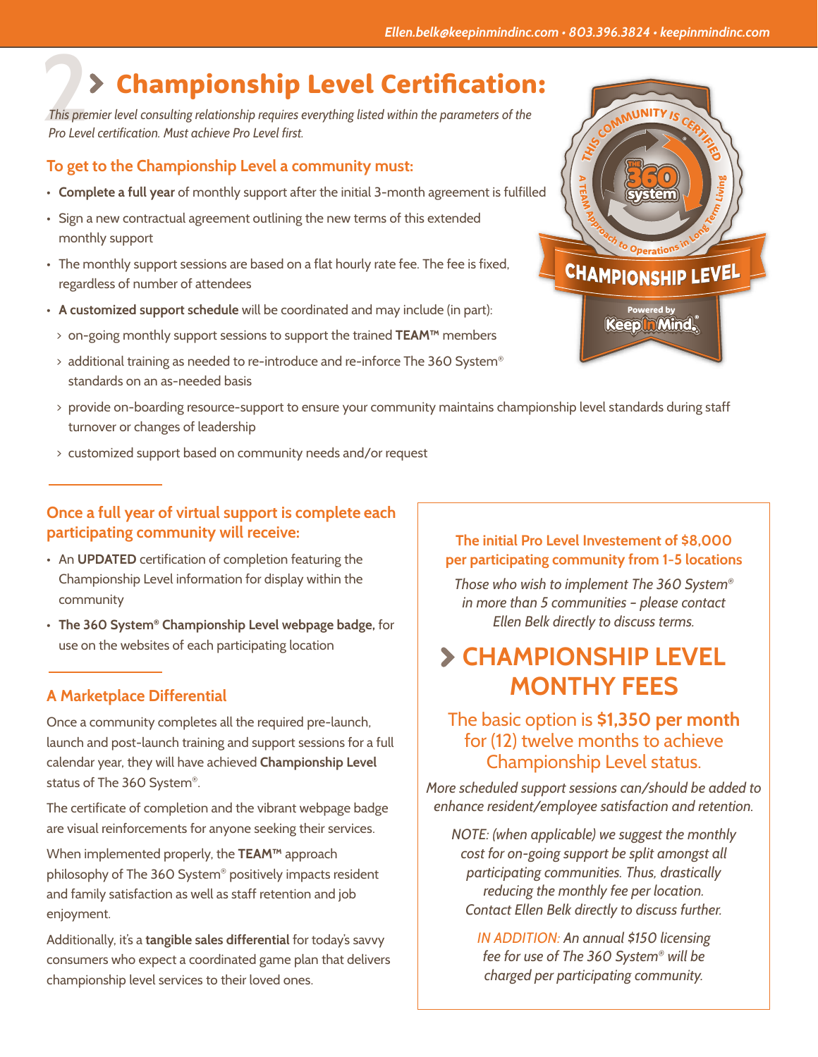# 2 > Championship Level Certification:

*This premier level consulting relationship requires everything listed within the parameters of the Pro Level certification. Must achieve Pro Level first.*

### To get to the Championship Level a community must:

- **Complete a full year** of monthly support after the initial 3-month agreement is fulfilled
- Sign a new contractual agreement outlining the new terms of this extended monthly support
- The monthly support sessions are based on a flat hourly rate fee. The fee is fixed, regardless of number of attendees
- **A customized support schedule** will be coordinated and may include (in part):
  - on-going monthly support sessions to support the trained **TEAM™** members
  - additional training as needed to re-introduce and re-inforce The 360 System® standards on an as-needed basis
  - provide on-boarding resource-support to ensure your community maintains championship level standards during staff turnover or changes of leadership
  - customized support based on community needs and/or request

### Once a full year of virtual support is complete each participating community will receive:

- An **UPDATED** certification of completion featuring the Championship Level information for display within the community
- **The 360 System® Championship Level webpage badge,** for use on the websites of each participating location

### A Marketplace Differential

Once a community completes all the required pre-launch, launch and post-launch training and support sessions for a full calendar year, they will have achieved **Championship Level** status of The 360 System®.

The certificate of completion and the vibrant webpage badge are visual reinforcements for anyone seeking their services.

When implemented properly, the **TEAM™** approach philosophy of The 360 System® positively impacts resident and family satisfaction as well as staff retention and job enjoyment.

Additionally, it's a **tangible sales differential** for today's savvy consumers who expect a coordinated game plan that delivers championship level services to their loved ones.

**The initial Pro Level Investement of $8,000 per participating community from 1-5 locations**

*Those who wish to implement The 360 System® in more than 5 communities – please contact Ellen Belk directly to discuss terms.*

## > CHAMPIONSHIP LEVEL MONTHY FEES

The basic option is **$1,350 per month** for (12) twelve months to achieve Championship Level status.

*More scheduled support sessions can/should be added to enhance resident/employee satisfaction and retention.*

*NOTE: (when applicable) we suggest the monthly cost for on-going support be split amongst all participating communities. Thus, drastically reducing the monthly fee per location. Contact Ellen Belk directly to discuss further.*

*IN ADDITION: An annual $150 licensing fee for use of The 360 System® will be charged per participating community.*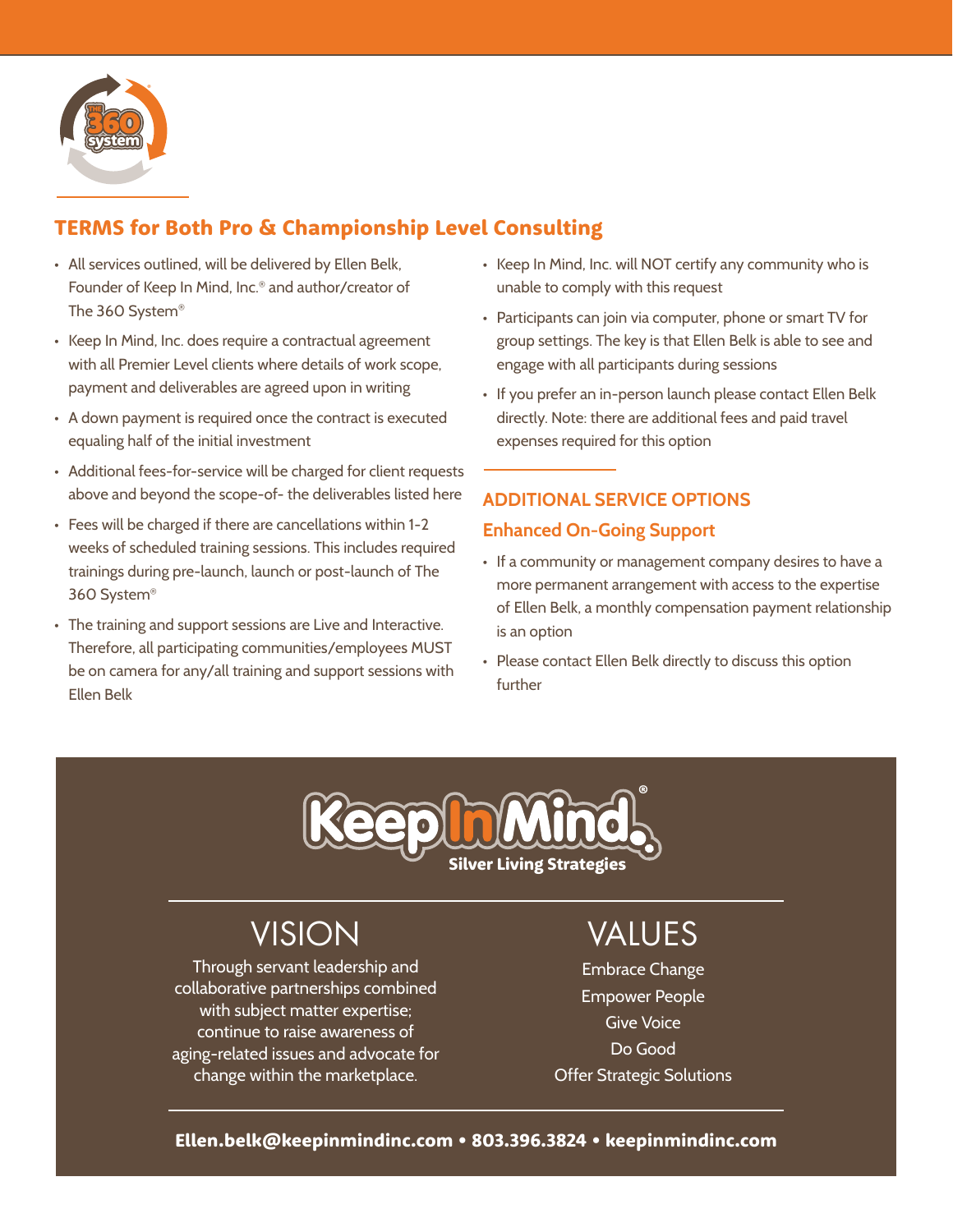## TERMS for Both Pro & Championship Level Consulting

- All services outlined, will be delivered by Ellen Belk, Founder of Keep In Mind, Inc.® and author/creator of The 360 System®
- Keep In Mind, Inc. does require a contractual agreement with all Premier Level clients where details of work scope, payment and deliverables are agreed upon in writing
- A down payment is required once the contract is executed equaling half of the initial investment
- Additional fees-for-service will be charged for client requests above and beyond the scope-of- the deliverables listed here
- Fees will be charged if there are cancellations within 1-2 weeks of scheduled training sessions. This includes required trainings during pre-launch, launch or post-launch of The 360 System®
- The training and support sessions are Live and Interactive. Therefore, all participating communities/employees MUST be on camera for any/all training and support sessions with Ellen Belk
- Keep In Mind, Inc. will NOT certify any community who is unable to comply with this request
- Participants can join via computer, phone or smart TV for group settings. The key is that Ellen Belk is able to see and engage with all participants during sessions
- If you prefer an in-person launch please contact Ellen Belk directly. Note: there are additional fees and paid travel expenses required for this option

## ADDITIONAL SERVICE OPTIONS

### Enhanced On-Going Support

- If a community or management company desires to have a more permanent arrangement with access to the expertise of Ellen Belk, a monthly compensation payment relationship is an option
- Please contact Ellen Belk directly to discuss this option further

**Keep In Mind®**
**Silver Living Strategies**

## VISION

Through servant leadership and collaborative partnerships combined with subject matter expertise; continue to raise awareness of aging-related issues and advocate for change within the marketplace.

## VALUES

Embrace Change
Empower People
Give Voice
Do Good
Offer Strategic Solutions

**Ellen.belk@keepinmindinc.com • 803.396.3824 • keepinmindinc.com**